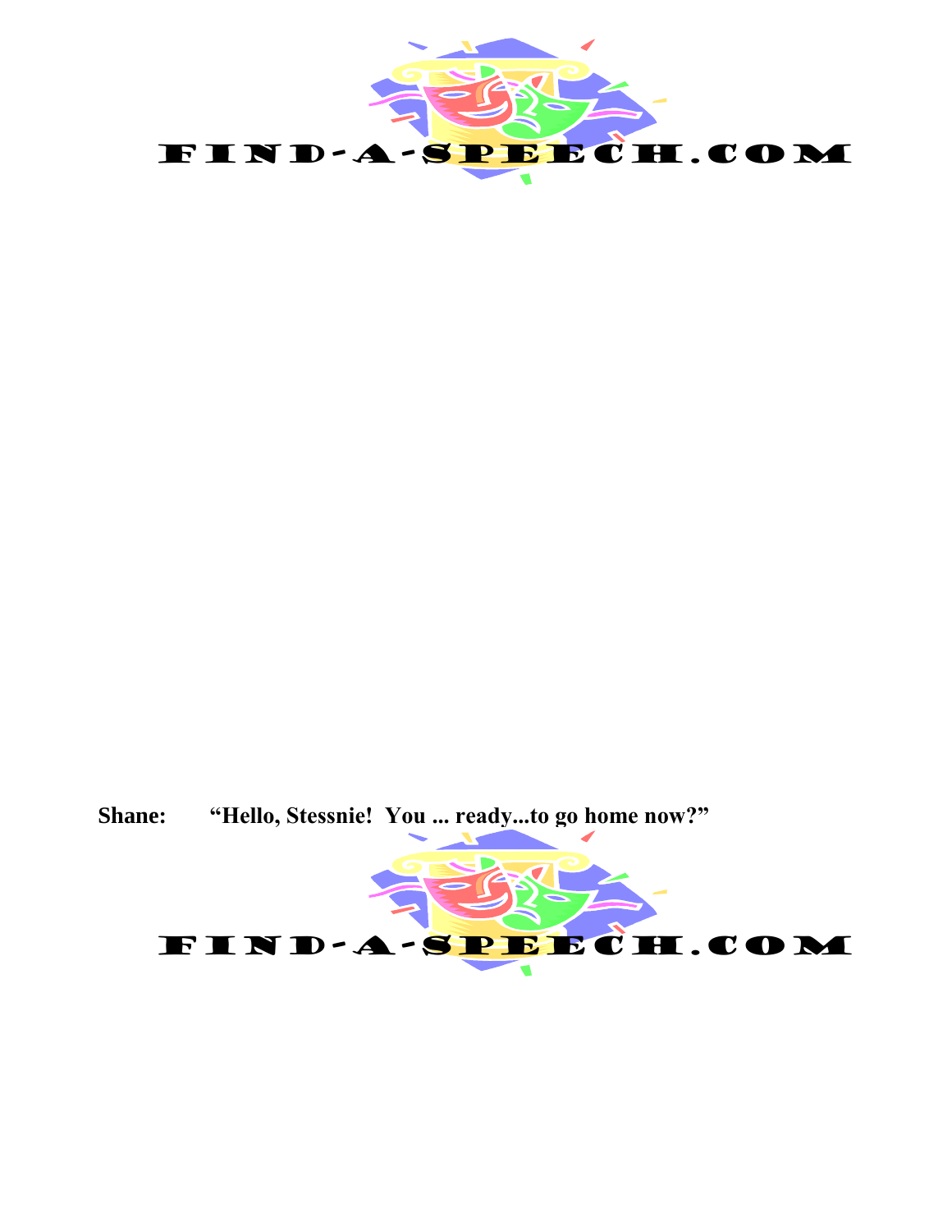**Shane:** “Hello, Stessnie!  You ... ready...to go home now?”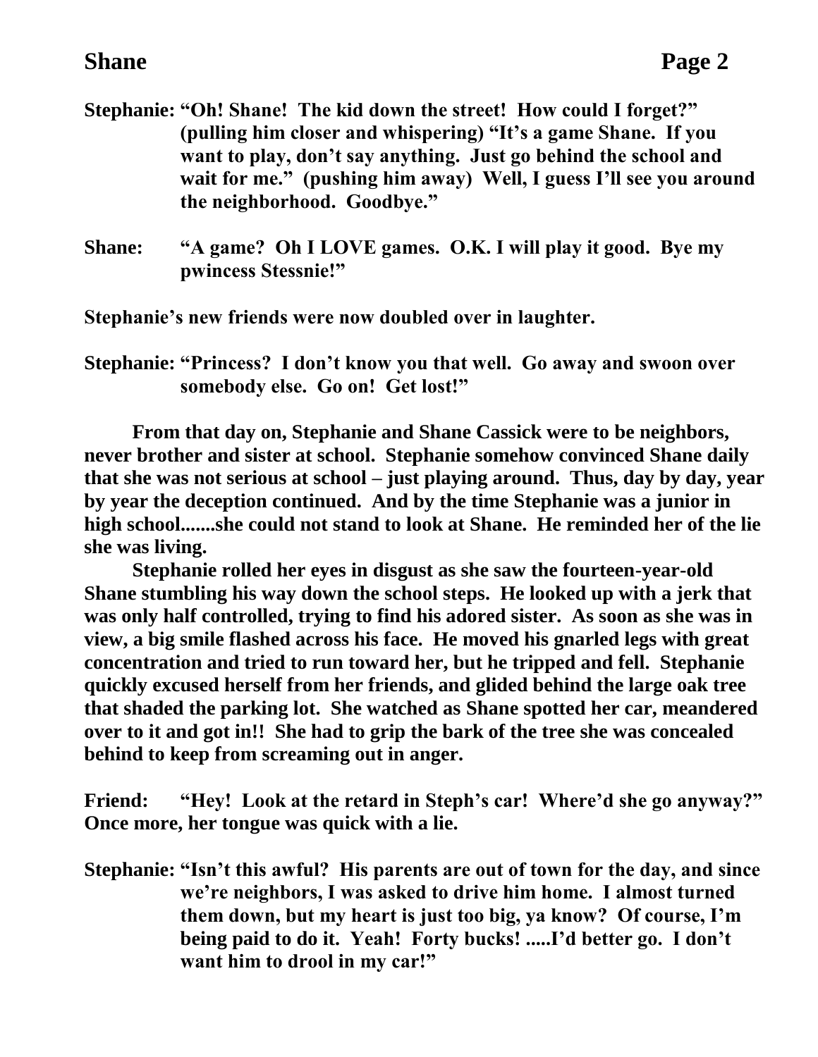**Stephanie: "Oh! Shane! The kid down the street! How could I forget?" (pulling him closer and whispering) "It's a game Shane. If you want to play, don't say anything. Just go behind the school and wait for me." (pushing him away) Well, I guess I'll see you around the neighborhood. Goodbye."**

**Shane: "A game? Oh I LOVE games. O.K. I will play it good. Bye my pwincess Stessnie!"**

**Stephanie's new friends were now doubled over in laughter.**

**Stephanie: "Princess? I don't know you that well. Go away and swoon over somebody else. Go on! Get lost!"**

**From that day on, Stephanie and Shane Cassick were to be neighbors, never brother and sister at school. Stephanie somehow convinced Shane daily that she was not serious at school – just playing around. Thus, day by day, year by year the deception continued. And by the time Stephanie was a junior in high school.......she could not stand to look at Shane. He reminded her of the lie she was living.**

**Stephanie rolled her eyes in disgust as she saw the fourteen-year-old Shane stumbling his way down the school steps. He looked up with a jerk that was only half controlled, trying to find his adored sister. As soon as she was in view, a big smile flashed across his face. He moved his gnarled legs with great concentration and tried to run toward her, but he tripped and fell. Stephanie quickly excused herself from her friends, and glided behind the large oak tree that shaded the parking lot. She watched as Shane spotted her car, meandered over to it and got in!! She had to grip the bark of the tree she was concealed behind to keep from screaming out in anger.**

**Friend: "Hey! Look at the retard in Steph's car! Where'd she go anyway?" Once more, her tongue was quick with a lie.**

**Stephanie: "Isn't this awful? His parents are out of town for the day, and since we're neighbors, I was asked to drive him home. I almost turned them down, but my heart is just too big, ya know? Of course, I'm being paid to do it. Yeah! Forty bucks! .....I'd better go. I don't want him to drool in my car!"**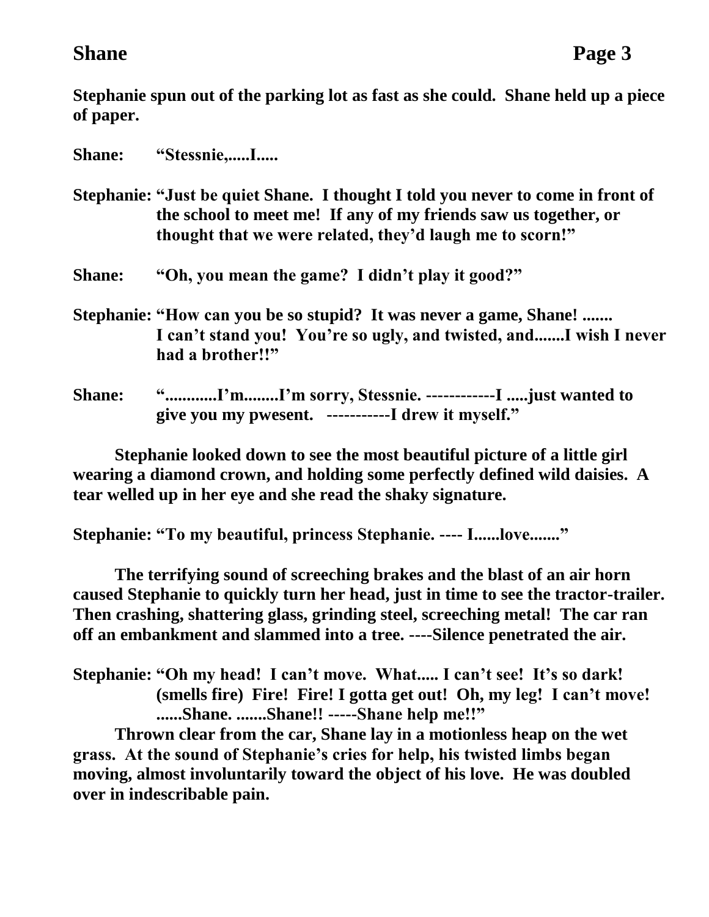**Stephanie spun out of the parking lot as fast as she could. Shane held up a piece of paper.**

**Shane: "Stessnie,.....I.....**

**Stephanie: "Just be quiet Shane. I thought I told you never to come in front of the school to meet me! If any of my friends saw us together, or thought that we were related, they'd laugh me to scorn!"**

**Shane: "Oh, you mean the game? I didn't play it good?"**

**Stephanie: "How can you be so stupid? It was never a game, Shane! ....... I can't stand you! You're so ugly, and twisted, and.......I wish I never had a brother!!"**

**Shane: "............I'm........I'm sorry, Stessnie. ------------I .....just wanted to give you my pwesent. -----------I drew it myself."**

**Stephanie looked down to see the most beautiful picture of a little girl wearing a diamond crown, and holding some perfectly defined wild daisies. A tear welled up in her eye and she read the shaky signature.**

**Stephanie: "To my beautiful, princess Stephanie. ---- I......love......."**

**The terrifying sound of screeching brakes and the blast of an air horn caused Stephanie to quickly turn her head, just in time to see the tractor-trailer. Then crashing, shattering glass, grinding steel, screeching metal! The car ran off an embankment and slammed into a tree. ----Silence penetrated the air.**

**Stephanie: "Oh my head! I can't move. What..... I can't see! It's so dark! (smells fire) Fire! Fire! I gotta get out! Oh, my leg! I can't move! ......Shane. .......Shane!! -----Shane help me!!"**

**Thrown clear from the car, Shane lay in a motionless heap on the wet grass. At the sound of Stephanie's cries for help, his twisted limbs began moving, almost involuntarily toward the object of his love. He was doubled over in indescribable pain.**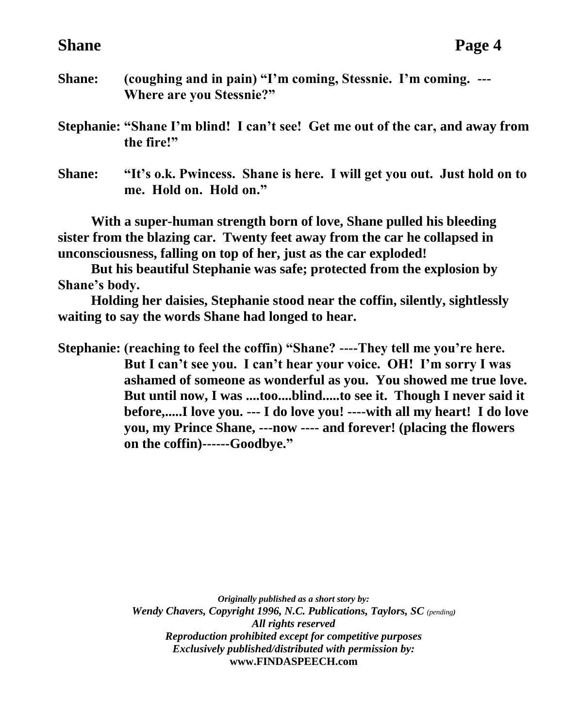**Shane:** (coughing and in pain) "I'm coming, Stessnie. I'm coming. --- Where are you Stessnie?"

**Stephanie:** "Shane I'm blind! I can't see! Get me out of the car, and away from the fire!"

**Shane:** "It's o.k. Pwincess. Shane is here. I will get you out. Just hold on to me. Hold on. Hold on."

With a super-human strength born of love, Shane pulled his bleeding sister from the blazing car. Twenty feet away from the car he collapsed in unconsciousness, falling on top of her, just as the car exploded!

But his beautiful Stephanie was safe; protected from the explosion by Shane's body.

Holding her daisies, Stephanie stood near the coffin, silently, sightlessly waiting to say the words Shane had longed to hear.

**Stephanie:** (reaching to feel the coffin) "Shane? ----They tell me you're here. But I can't see you. I can't hear your voice. OH! I'm sorry I was ashamed of someone as wonderful as you. You showed me true love. But until now, I was ....too....blind.....to see it. Though I never said it before,.....I love you. --- I do love you! ----with all my heart! I do love you, my Prince Shane, ---now ---- and forever! (placing the flowers on the coffin)------Goodbye."

*Originally published as a short story by:*
*Wendy Chavers, Copyright 1996, N.C. Publications, Taylors, SC (pending)*
*All rights reserved*
*Reproduction prohibited except for competitive purposes*
*Exclusively published/distributed with permission by:*
**www.FINDASPEECH.com**